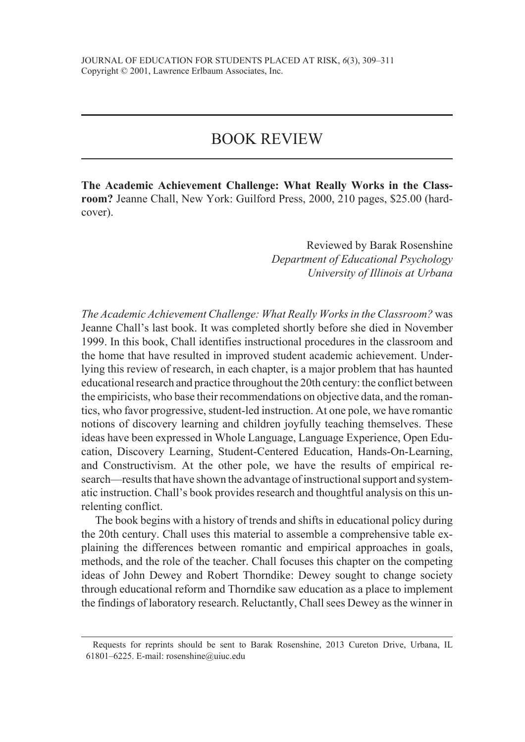# BOOK REVIEW

**The Academic Achievement Challenge: What Really Works in the Classroom?** Jeanne Chall, New York: Guilford Press, 2000, 210 pages, $25.00 (hardcover).

Reviewed by Barak Rosenshine
*Department of Educational Psychology*
*University of Illinois at Urbana*

*The Academic Achievement Challenge: What Really Works in the Classroom?* was Jeanne Chall's last book. It was completed shortly before she died in November 1999. In this book, Chall identifies instructional procedures in the classroom and the home that have resulted in improved student academic achievement. Underlying this review of research, in each chapter, is a major problem that has haunted educational research and practice throughout the 20th century: the conflict between the empiricists, who base their recommendations on objective data, and the romantics, who favor progressive, student-led instruction. At one pole, we have romantic notions of discovery learning and children joyfully teaching themselves. These ideas have been expressed in Whole Language, Language Experience, Open Education, Discovery Learning, Student-Centered Education, Hands-On-Learning, and Constructivism. At the other pole, we have the results of empirical research—results that have shown the advantage of instructional support and systematic instruction. Chall's book provides research and thoughtful analysis on this unrelenting conflict.

The book begins with a history of trends and shifts in educational policy during the 20th century. Chall uses this material to assemble a comprehensive table explaining the differences between romantic and empirical approaches in goals, methods, and the role of the teacher. Chall focuses this chapter on the competing ideas of John Dewey and Robert Thorndike: Dewey sought to change society through educational reform and Thorndike saw education as a place to implement the findings of laboratory research. Reluctantly, Chall sees Dewey as the winner in

---

Requests for reprints should be sent to Barak Rosenshine, 2013 Cureton Drive, Urbana, IL 61801–6225. E-mail: rosenshine@uiuc.edu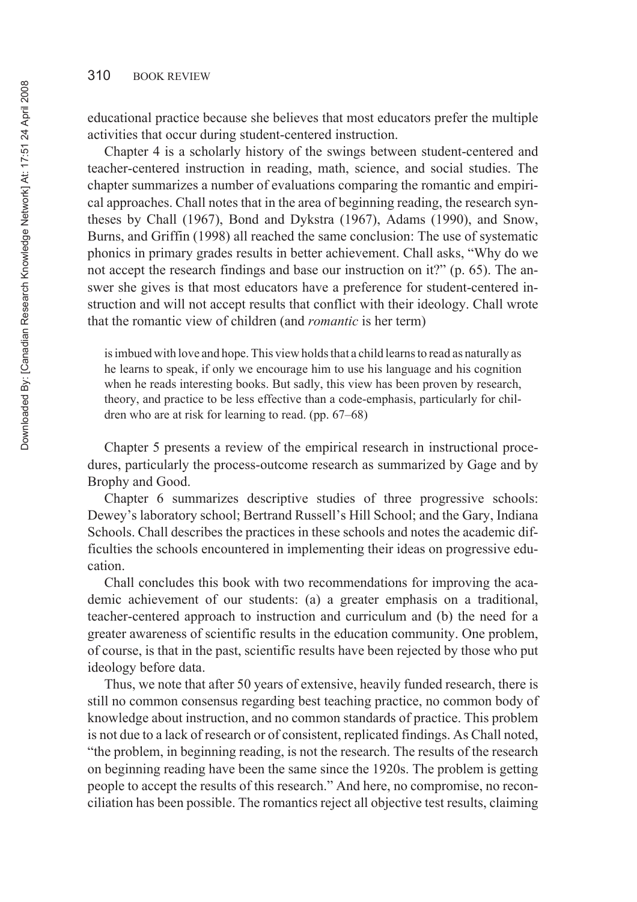educational practice because she believes that most educators prefer the multiple activities that occur during student-centered instruction.

Chapter 4 is a scholarly history of the swings between student-centered and teacher-centered instruction in reading, math, science, and social studies. The chapter summarizes a number of evaluations comparing the romantic and empirical approaches. Chall notes that in the area of beginning reading, the research syntheses by Chall (1967), Bond and Dykstra (1967), Adams (1990), and Snow, Burns, and Griffin (1998) all reached the same conclusion: The use of systematic phonics in primary grades results in better achievement. Chall asks, "Why do we not accept the research findings and base our instruction on it?" (p. 65). The answer she gives is that most educators have a preference for student-centered instruction and will not accept results that conflict with their ideology. Chall wrote that the romantic view of children (and *romantic* is her term)

> is imbued with love and hope. This view holds that a child learns to read as naturally as he learns to speak, if only we encourage him to use his language and his cognition when he reads interesting books. But sadly, this view has been proven by research, theory, and practice to be less effective than a code-emphasis, particularly for children who are at risk for learning to read. (pp. 67–68)

Chapter 5 presents a review of the empirical research in instructional procedures, particularly the process-outcome research as summarized by Gage and by Brophy and Good.

Chapter 6 summarizes descriptive studies of three progressive schools: Dewey's laboratory school; Bertrand Russell's Hill School; and the Gary, Indiana Schools. Chall describes the practices in these schools and notes the academic difficulties the schools encountered in implementing their ideas on progressive education.

Chall concludes this book with two recommendations for improving the academic achievement of our students: (a) a greater emphasis on a traditional, teacher-centered approach to instruction and curriculum and (b) the need for a greater awareness of scientific results in the education community. One problem, of course, is that in the past, scientific results have been rejected by those who put ideology before data.

Thus, we note that after 50 years of extensive, heavily funded research, there is still no common consensus regarding best teaching practice, no common body of knowledge about instruction, and no common standards of practice. This problem is not due to a lack of research or of consistent, replicated findings. As Chall noted, "the problem, in beginning reading, is not the research. The results of the research on beginning reading have been the same since the 1920s. The problem is getting people to accept the results of this research." And here, no compromise, no reconciliation has been possible. The romantics reject all objective test results, claiming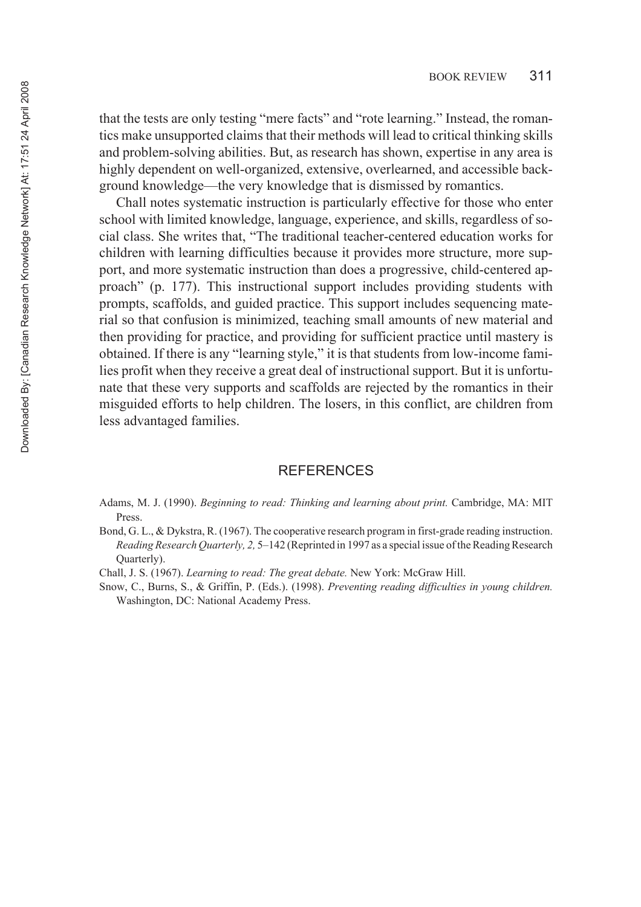that the tests are only testing "mere facts" and "rote learning." Instead, the romantics make unsupported claims that their methods will lead to critical thinking skills and problem-solving abilities. But, as research has shown, expertise in any area is highly dependent on well-organized, extensive, overlearned, and accessible background knowledge—the very knowledge that is dismissed by romantics.

Chall notes systematic instruction is particularly effective for those who enter school with limited knowledge, language, experience, and skills, regardless of social class. She writes that, "The traditional teacher-centered education works for children with learning difficulties because it provides more structure, more support, and more systematic instruction than does a progressive, child-centered approach" (p. 177). This instructional support includes providing students with prompts, scaffolds, and guided practice. This support includes sequencing material so that confusion is minimized, teaching small amounts of new material and then providing for practice, and providing for sufficient practice until mastery is obtained. If there is any "learning style," it is that students from low-income families profit when they receive a great deal of instructional support. But it is unfortunate that these very supports and scaffolds are rejected by the romantics in their misguided efforts to help children. The losers, in this conflict, are children from less advantaged families.

## REFERENCES

Adams, M. J. (1990). *Beginning to read: Thinking and learning about print.* Cambridge, MA: MIT Press.

Bond, G. L., & Dykstra, R. (1967). The cooperative research program in first-grade reading instruction. *Reading Research Quarterly, 2,* 5–142 (Reprinted in 1997 as a special issue of the Reading Research Quarterly).

Chall, J. S. (1967). *Learning to read: The great debate.* New York: McGraw Hill.

Snow, C., Burns, S., & Griffin, P. (Eds.). (1998). *Preventing reading difficulties in young children.* Washington, DC: National Academy Press.